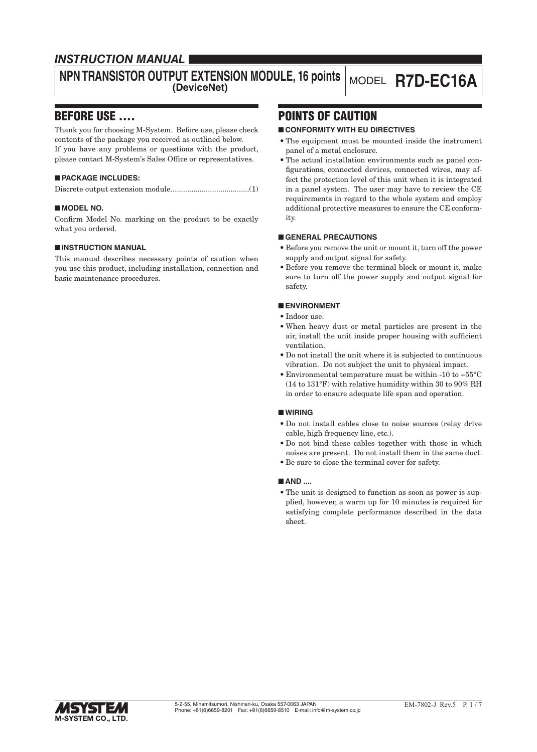# INSTRUCTION MANUAL

## NPN TRANSISTOR OUTPUT EXTENSION MODULE, 16 points (DeviceNet)

MODEL **R7D-EC16A**

## BEFORE USE ....

Thank you for choosing M-System. Before use, please check contents of the package you received as outlined below.
If you have any problems or questions with the product, please contact M-System's Sales Office or representatives.

### ■ PACKAGE INCLUDES:

Discrete output extension module......................................(1)

### ■ MODEL NO.

Confirm Model No. marking on the product to be exactly what you ordered.

### ■ INSTRUCTION MANUAL

This manual describes necessary points of caution when you use this product, including installation, connection and basic maintenance procedures.

## POINTS OF CAUTION

### ■ CONFORMITY WITH EU DIRECTIVES

- The equipment must be mounted inside the instrument panel of a metal enclosure.
- The actual installation environments such as panel configurations, connected devices, connected wires, may affect the protection level of this unit when it is integrated in a panel system. The user may have to review the CE requirements in regard to the whole system and employ additional protective measures to ensure the CE conformity.

### ■ GENERAL PRECAUTIONS

- Before you remove the unit or mount it, turn off the power supply and output signal for safety.
- Before you remove the terminal block or mount it, make sure to turn off the power supply and output signal for safety.

### ■ ENVIRONMENT

- Indoor use.
- When heavy dust or metal particles are present in the air, install the unit inside proper housing with sufficient ventilation.
- Do not install the unit where it is subjected to continuous vibration. Do not subject the unit to physical impact.
- Environmental temperature must be within -10 to +55°C (14 to 131°F) with relative humidity within 30 to 90% RH in order to ensure adequate life span and operation.

### ■ WIRING

- Do not install cables close to noise sources (relay drive cable, high frequency line, etc.).
- Do not bind these cables together with those in which noises are present. Do not install them in the same duct.
- Be sure to close the terminal cover for safety.

### ■ AND ....

- The unit is designed to function as soon as power is supplied, however, a warm up for 10 minutes is required for satisfying complete performance described in the data sheet.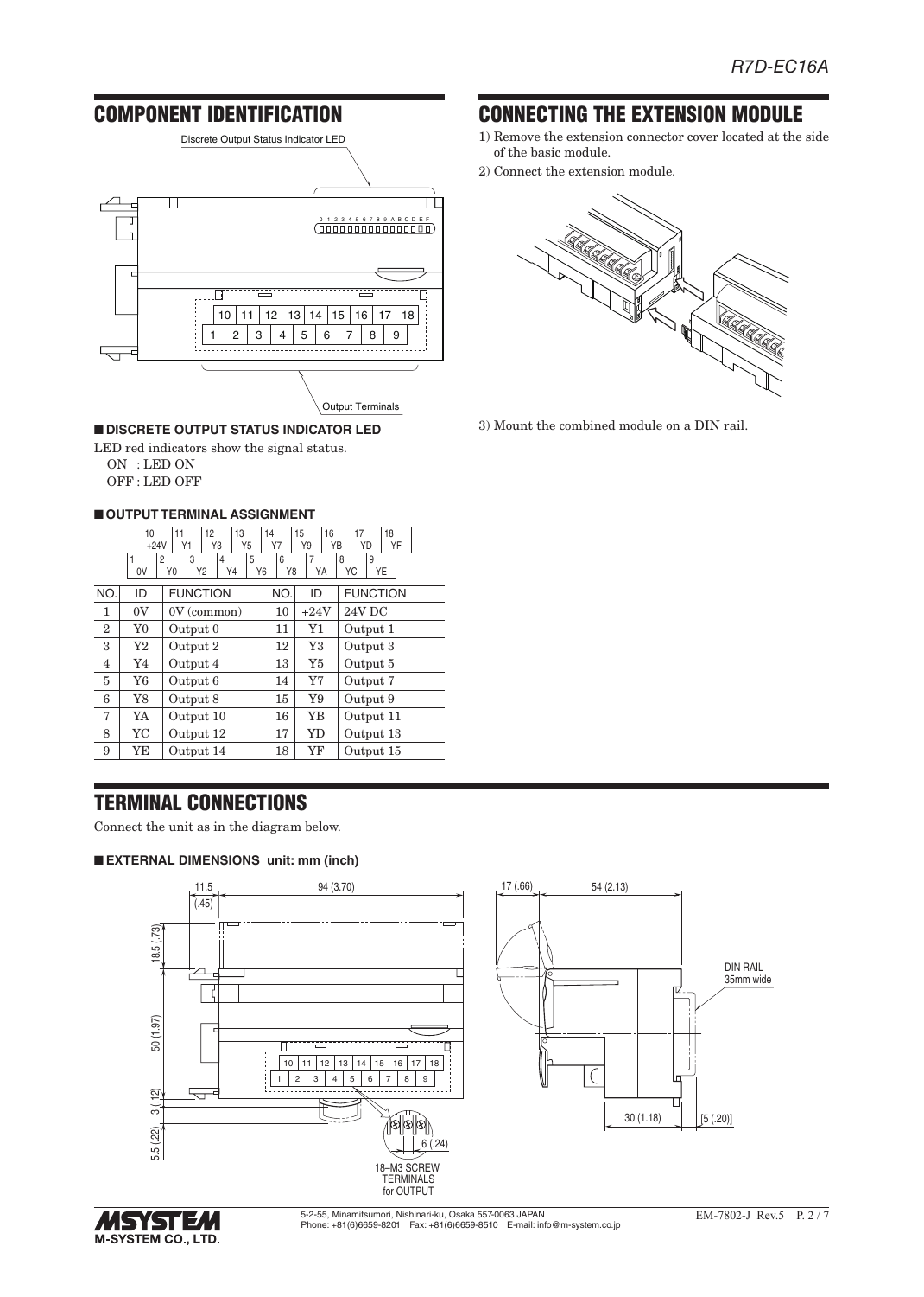## COMPONENT IDENTIFICATION

### ■ DISCRETE OUTPUT STATUS INDICATOR LED

LED red indicators show the signal status.

ON : LED ON

OFF : LED OFF

### ■ OUTPUT TERMINAL ASSIGNMENT

| NO. | ID | FUNCTION | NO. | ID | FUNCTION |
|---|---|---|---|---|---|
| 1 | 0V | 0V (common) | 10 | +24V | 24V DC |
| 2 | Y0 | Output 0 | 11 | Y1 | Output 1 |
| 3 | Y2 | Output 2 | 12 | Y3 | Output 3 |
| 4 | Y4 | Output 4 | 13 | Y5 | Output 5 |
| 5 | Y6 | Output 6 | 14 | Y7 | Output 7 |
| 6 | Y8 | Output 8 | 15 | Y9 | Output 9 |
| 7 | YA | Output 10 | 16 | YB | Output 11 |
| 8 | YC | Output 12 | 17 | YD | Output 13 |
| 9 | YE | Output 14 | 18 | YF | Output 15 |

## CONNECTING THE EXTENSION MODULE

1) Remove the extension connector cover located at the side of the basic module.
2) Connect the extension module.
3) Mount the combined module on a DIN rail.

## TERMINAL CONNECTIONS

Connect the unit as in the diagram below.

### ■ EXTERNAL DIMENSIONS unit: mm (inch)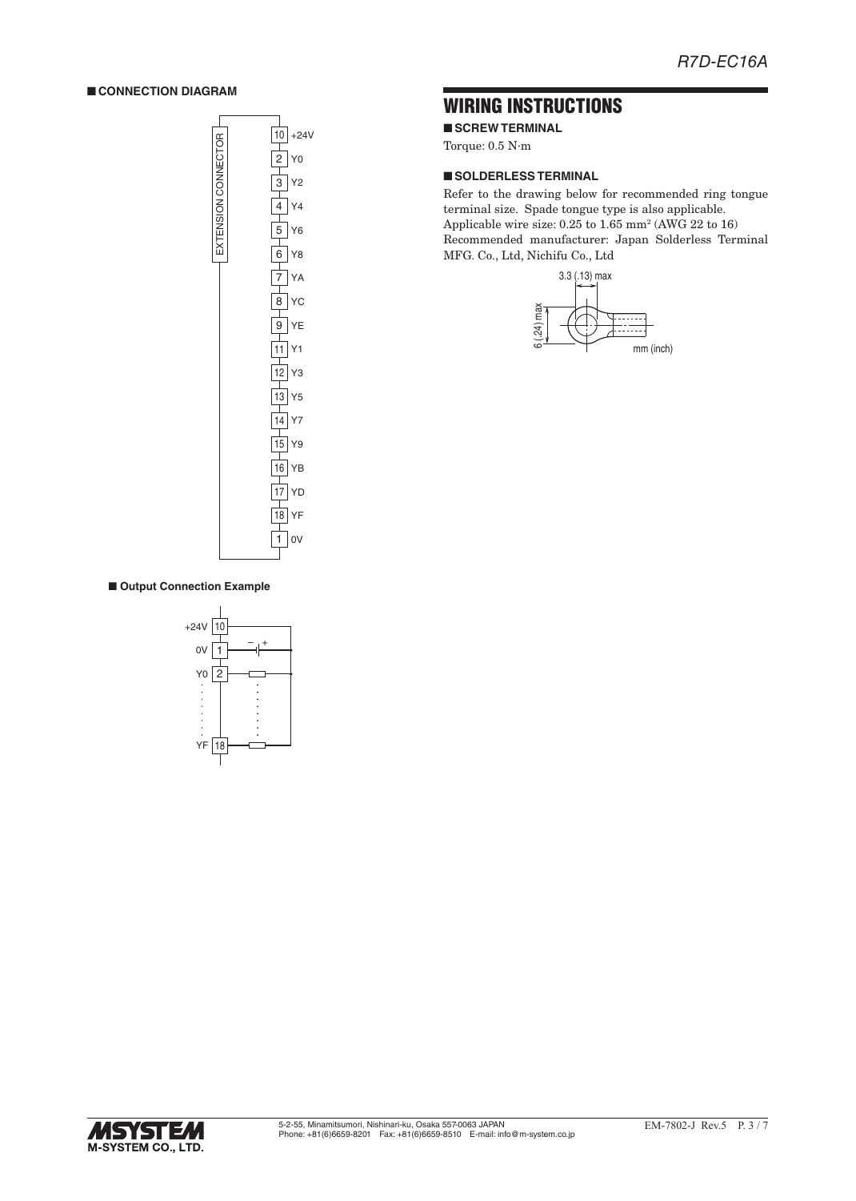## ■ CONNECTION DIAGRAM

EXTENSION CONNECTOR

| Terminal | Signal |
| --- | --- |
| 10 | +24V |
| 2 | Y0 |
| 3 | Y2 |
| 4 | Y4 |
| 5 | Y6 |
| 6 | Y8 |
| 7 | YA |
| 8 | YC |
| 9 | YE |
| 11 | Y1 |
| 12 | Y3 |
| 13 | Y5 |
| 14 | Y7 |
| 15 | Y9 |
| 16 | YB |
| 17 | YD |
| 18 | YF |
| 1 | 0V |

### ■ Output Connection Example

+24V 10
0V 1
Y0 2
YF 18

# WIRING INSTRUCTIONS

## ■ SCREW TERMINAL

Torque: 0.5 N·m

## ■ SOLDERLESS TERMINAL

Refer to the drawing below for recommended ring tongue terminal size. Spade tongue type is also applicable.
Applicable wire size: 0.25 to 1.65 mm² (AWG 22 to 16)
Recommended manufacturer: Japan Solderless Terminal MFG. Co., Ltd, Nichifu Co., Ltd

3.3 (.13) max
6 (.24) max
mm (inch)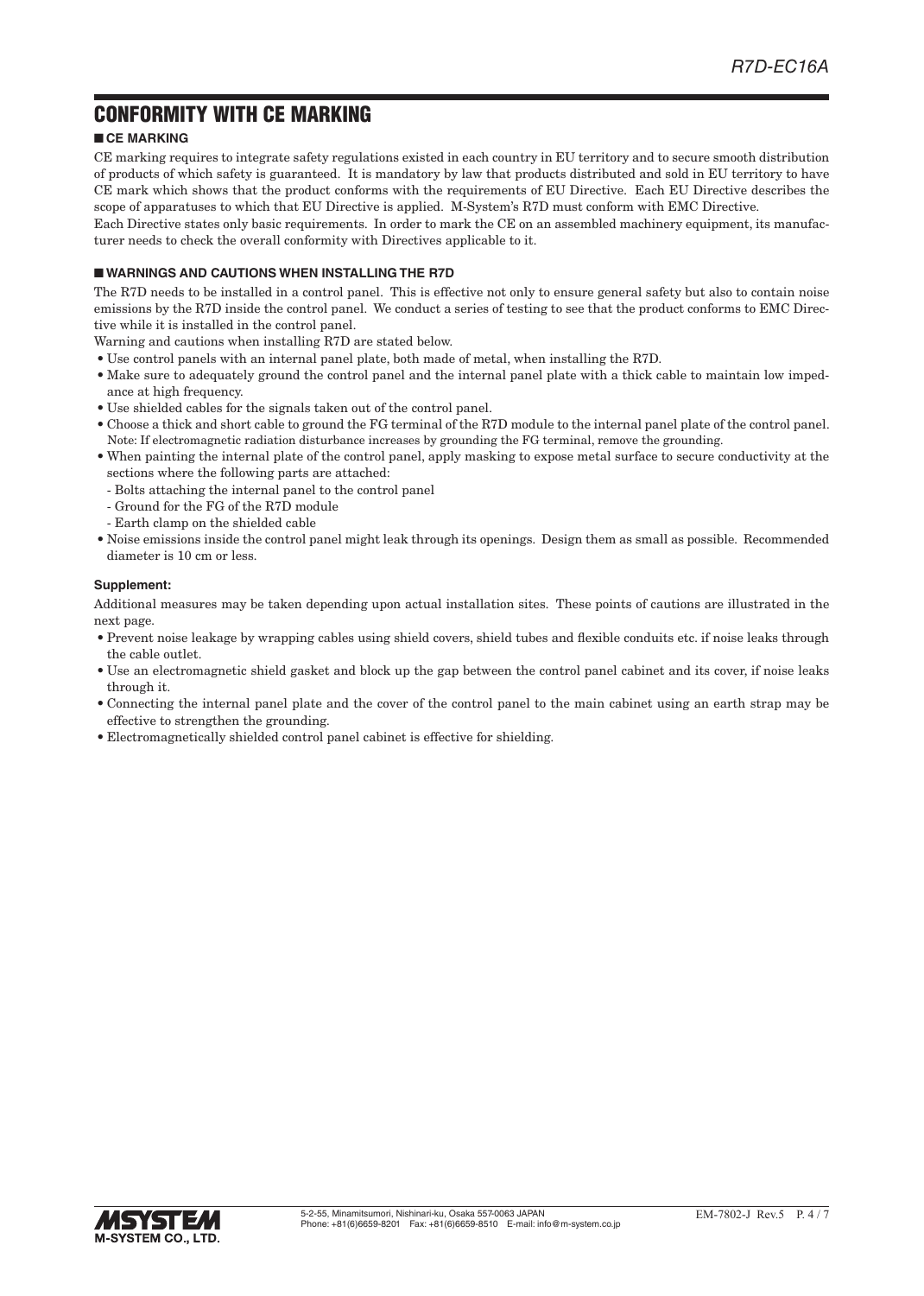# CONFORMITY WITH CE MARKING

### ■ CE MARKING

CE marking requires to integrate safety regulations existed in each country in EU territory and to secure smooth distribution of products of which safety is guaranteed. It is mandatory by law that products distributed and sold in EU territory to have CE mark which shows that the product conforms with the requirements of EU Directive. Each EU Directive describes the scope of apparatuses to which that EU Directive is applied. M-System's R7D must conform with EMC Directive.

Each Directive states only basic requirements. In order to mark the CE on an assembled machinery equipment, its manufacturer needs to check the overall conformity with Directives applicable to it.

### ■ WARNINGS AND CAUTIONS WHEN INSTALLING THE R7D

The R7D needs to be installed in a control panel. This is effective not only to ensure general safety but also to contain noise emissions by the R7D inside the control panel. We conduct a series of testing to see that the product conforms to EMC Directive while it is installed in the control panel.

Warning and cautions when installing R7D are stated below.

- Use control panels with an internal panel plate, both made of metal, when installing the R7D.
- Make sure to adequately ground the control panel and the internal panel plate with a thick cable to maintain low impedance at high frequency.
- Use shielded cables for the signals taken out of the control panel.
- Choose a thick and short cable to ground the FG terminal of the R7D module to the internal panel plate of the control panel. Note: If electromagnetic radiation disturbance increases by grounding the FG terminal, remove the grounding.
- When painting the internal plate of the control panel, apply masking to expose metal surface to secure conductivity at the sections where the following parts are attached:
  - Bolts attaching the internal panel to the control panel
  - Ground for the FG of the R7D module
  - Earth clamp on the shielded cable
- Noise emissions inside the control panel might leak through its openings. Design them as small as possible. Recommended diameter is 10 cm or less.

**Supplement:**

Additional measures may be taken depending upon actual installation sites. These points of cautions are illustrated in the next page.

- Prevent noise leakage by wrapping cables using shield covers, shield tubes and flexible conduits etc. if noise leaks through the cable outlet.
- Use an electromagnetic shield gasket and block up the gap between the control panel cabinet and its cover, if noise leaks through it.
- Connecting the internal panel plate and the cover of the control panel to the main cabinet using an earth strap may be effective to strengthen the grounding.
- Electromagnetically shielded control panel cabinet is effective for shielding.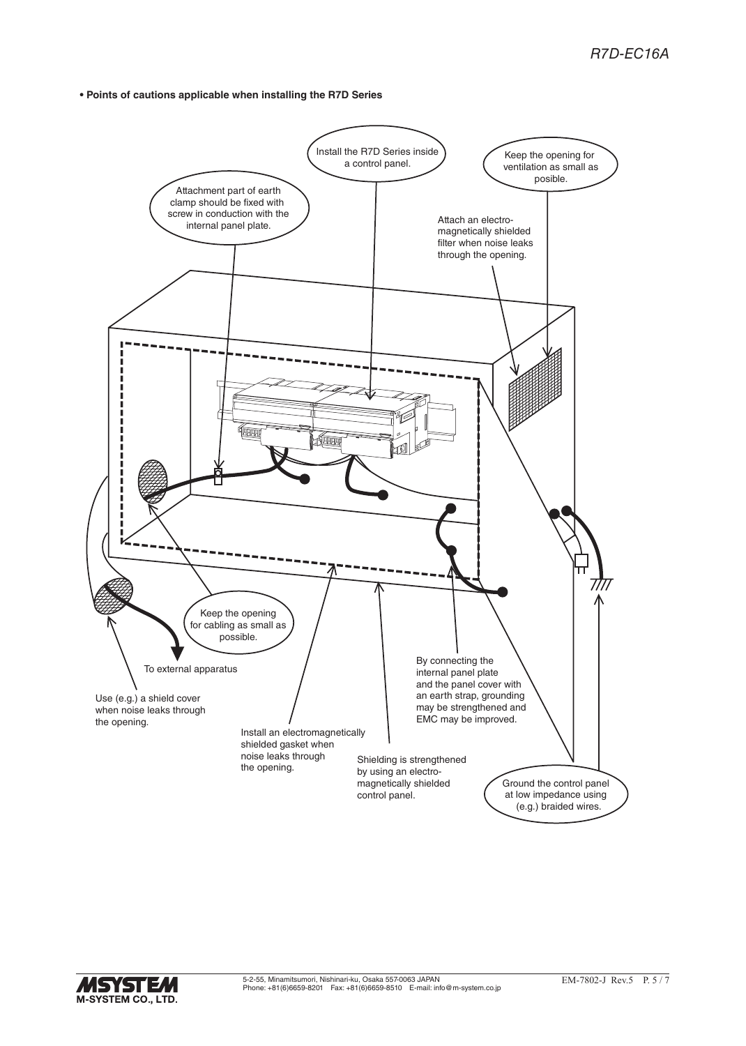• **Points of cautions applicable when installing the R7D Series**

Install the R7D Series inside a control panel.

Keep the opening for ventilation as small as posible.

Attachment part of earth clamp should be fixed with screw in conduction with the internal panel plate.

Attach an electro-magnetically shielded filter when noise leaks through the opening.

Keep the opening for cabling as small as possible.

To external apparatus

Use (e.g.) a shield cover when noise leaks through the opening.

Install an electromagnetically shielded gasket when noise leaks through the opening.

Shielding is strengthened by using an electro-magnetically shielded control panel.

By connecting the internal panel plate and the panel cover with an earth strap, grounding may be strengthened and EMC may be improved.

Ground the control panel at low impedance using (e.g.) braided wires.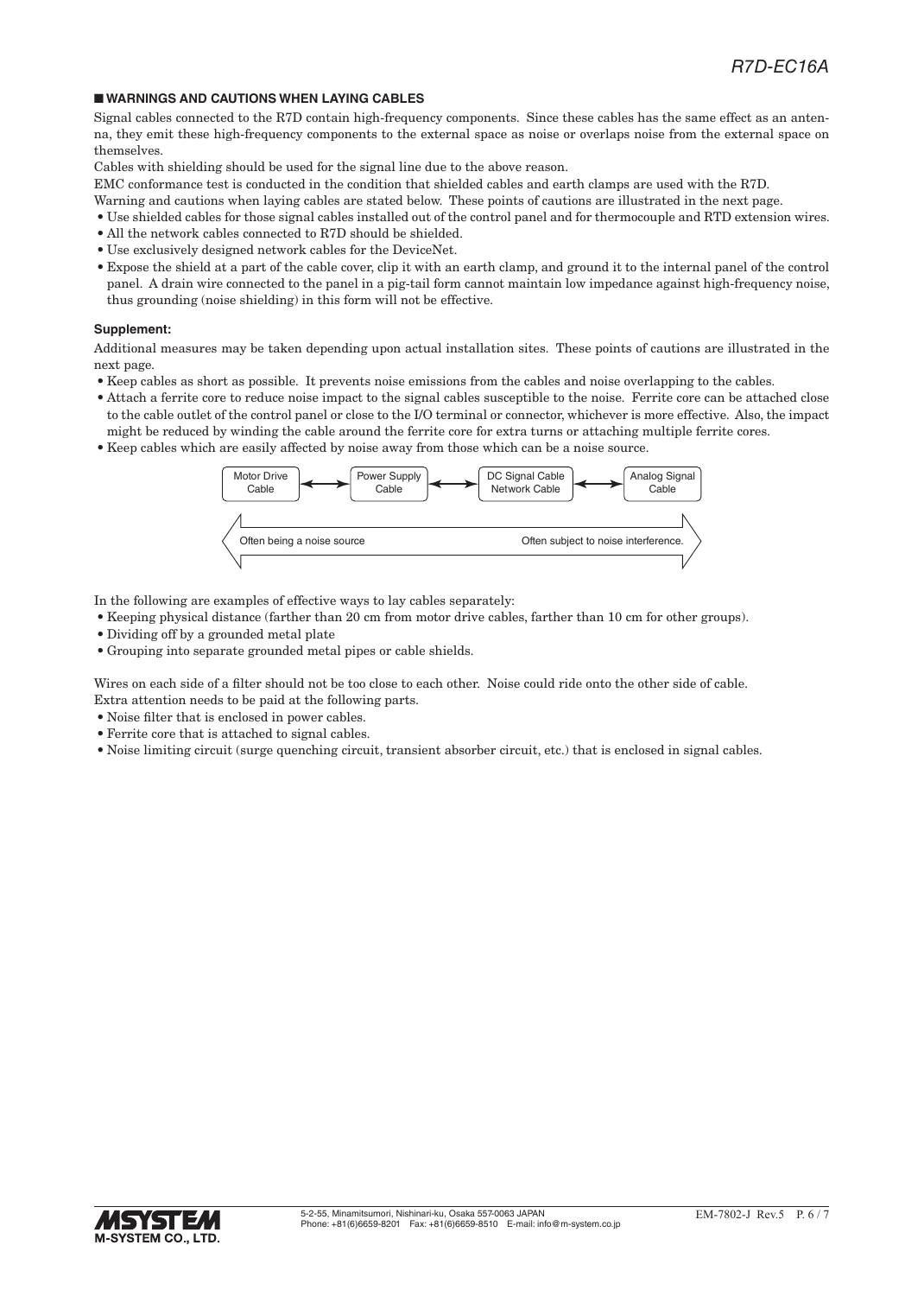## ■ WARNINGS AND CAUTIONS WHEN LAYING CABLES

Signal cables connected to the R7D contain high-frequency components. Since these cables has the same effect as an antenna, they emit these high-frequency components to the external space as noise or overlaps noise from the external space on themselves.

Cables with shielding should be used for the signal line due to the above reason.

EMC conformance test is conducted in the condition that shielded cables and earth clamps are used with the R7D.

Warning and cautions when laying cables are stated below. These points of cautions are illustrated in the next page.

- Use shielded cables for those signal cables installed out of the control panel and for thermocouple and RTD extension wires.
- All the network cables connected to R7D should be shielded.
- Use exclusively designed network cables for the DeviceNet.
- Expose the shield at a part of the cable cover, clip it with an earth clamp, and ground it to the internal panel of the control panel. A drain wire connected to the panel in a pig-tail form cannot maintain low impedance against high-frequency noise, thus grounding (noise shielding) in this form will not be effective.

**Supplement:**

Additional measures may be taken depending upon actual installation sites. These points of cautions are illustrated in the next page.

- Keep cables as short as possible. It prevents noise emissions from the cables and noise overlapping to the cables.
- Attach a ferrite core to reduce noise impact to the signal cables susceptible to the noise. Ferrite core can be attached close to the cable outlet of the control panel or close to the I/O terminal or connector, whichever is more effective. Also, the impact might be reduced by winding the cable around the ferrite core for extra turns or attaching multiple ferrite cores.
- Keep cables which are easily affected by noise away from those which can be a noise source.

Motor Drive Cable ↔ Power Supply Cable ↔ DC Signal Cable / Network Cable ↔ Analog Signal Cable

Often being a noise source ⟷ Often subject to noise interference.

In the following are examples of effective ways to lay cables separately:

- Keeping physical distance (farther than 20 cm from motor drive cables, farther than 10 cm for other groups).
- Dividing off by a grounded metal plate
- Grouping into separate grounded metal pipes or cable shields.

Wires on each side of a filter should not be too close to each other. Noise could ride onto the other side of cable.
Extra attention needs to be paid at the following parts.

- Noise filter that is enclosed in power cables.
- Ferrite core that is attached to signal cables.
- Noise limiting circuit (surge quenching circuit, transient absorber circuit, etc.) that is enclosed in signal cables.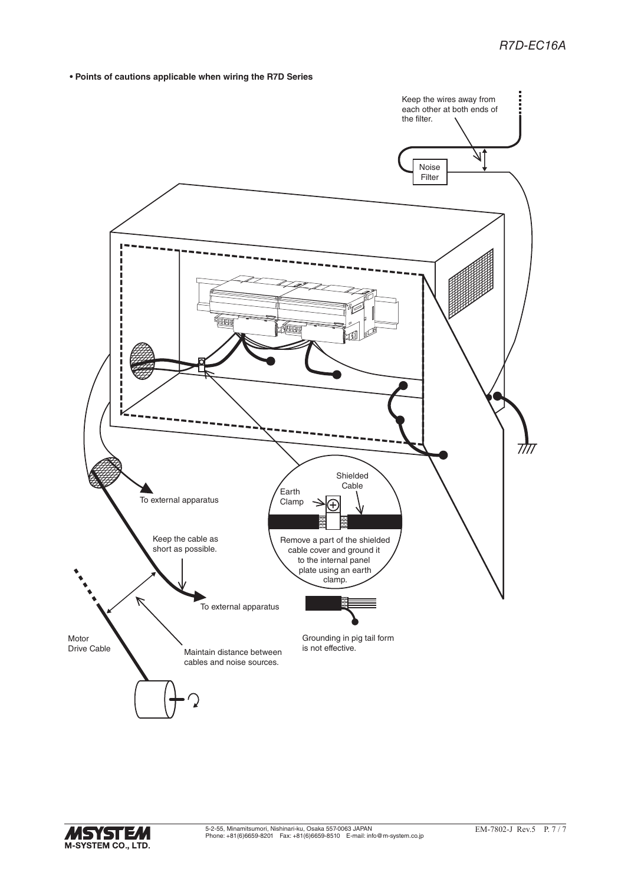• **Points of cautions applicable when wiring the R7D Series**

Keep the wires away from each other at both ends of the filter.

Noise Filter

Shielded Cable

Earth Clamp

To external apparatus

Keep the cable as short as possible.

Remove a part of the shielded cable cover and ground it to the internal panel plate using an earth clamp.

To external apparatus

Motor Drive Cable

Maintain distance between cables and noise sources.

Grounding in pig tail form is not effective.